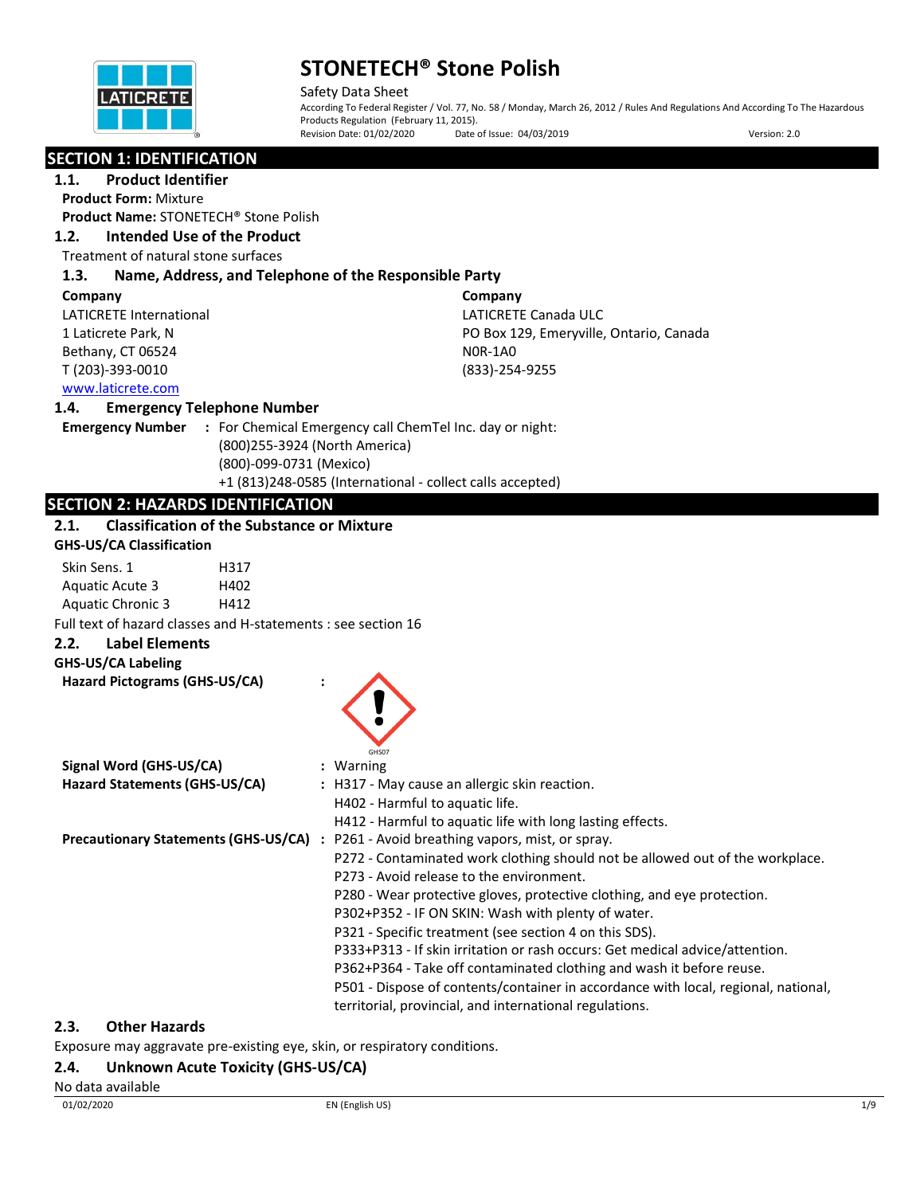# STONETECH® Stone Polish

Safety Data Sheet

According To Federal Register / Vol. 77, No. 58 / Monday, March 26, 2012 / Rules And Regulations And According To The Hazardous Products Regulation (February 11, 2015).

Revision Date: 01/02/2020 Date of Issue: 04/03/2019 Version: 2.0

## SECTION 1: IDENTIFICATION

### 1.1. Product Identifier

**Product Form:** Mixture

**Product Name:** STONETECH® Stone Polish

### 1.2. Intended Use of the Product

Treatment of natural stone surfaces

### 1.3. Name, Address, and Telephone of the Responsible Party

**Company**
LATICRETE International
1 Laticrete Park, N
Bethany, CT 06524
T (203)-393-0010
www.laticrete.com

**Company**
LATICRETE Canada ULC
PO Box 129, Emeryville, Ontario, Canada
N0R-1A0
(833)-254-9255

### 1.4. Emergency Telephone Number

**Emergency Number** : For Chemical Emergency call ChemTel Inc. day or night:
(800)255-3924 (North America)
(800)-099-0731 (Mexico)
+1 (813)248-0585 (International - collect calls accepted)

## SECTION 2: HAZARDS IDENTIFICATION

### 2.1. Classification of the Substance or Mixture

**GHS-US/CA Classification**

| | |
|---|---|
| Skin Sens. 1 | H317 |
| Aquatic Acute 3 | H402 |
| Aquatic Chronic 3 | H412 |

Full text of hazard classes and H-statements : see section 16

### 2.2. Label Elements

**GHS-US/CA Labeling**

**Hazard Pictograms (GHS-US/CA)** :

GHS07

**Signal Word (GHS-US/CA)** : Warning

**Hazard Statements (GHS-US/CA)** : H317 - May cause an allergic skin reaction.
H402 - Harmful to aquatic life.
H412 - Harmful to aquatic life with long lasting effects.

**Precautionary Statements (GHS-US/CA)** : P261 - Avoid breathing vapors, mist, or spray.
P272 - Contaminated work clothing should not be allowed out of the workplace.
P273 - Avoid release to the environment.
P280 - Wear protective gloves, protective clothing, and eye protection.
P302+P352 - IF ON SKIN: Wash with plenty of water.
P321 - Specific treatment (see section 4 on this SDS).
P333+P313 - If skin irritation or rash occurs: Get medical advice/attention.
P362+P364 - Take off contaminated clothing and wash it before reuse.
P501 - Dispose of contents/container in accordance with local, regional, national, territorial, provincial, and international regulations.

### 2.3. Other Hazards

Exposure may aggravate pre-existing eye, skin, or respiratory conditions.

### 2.4. Unknown Acute Toxicity (GHS-US/CA)

No data available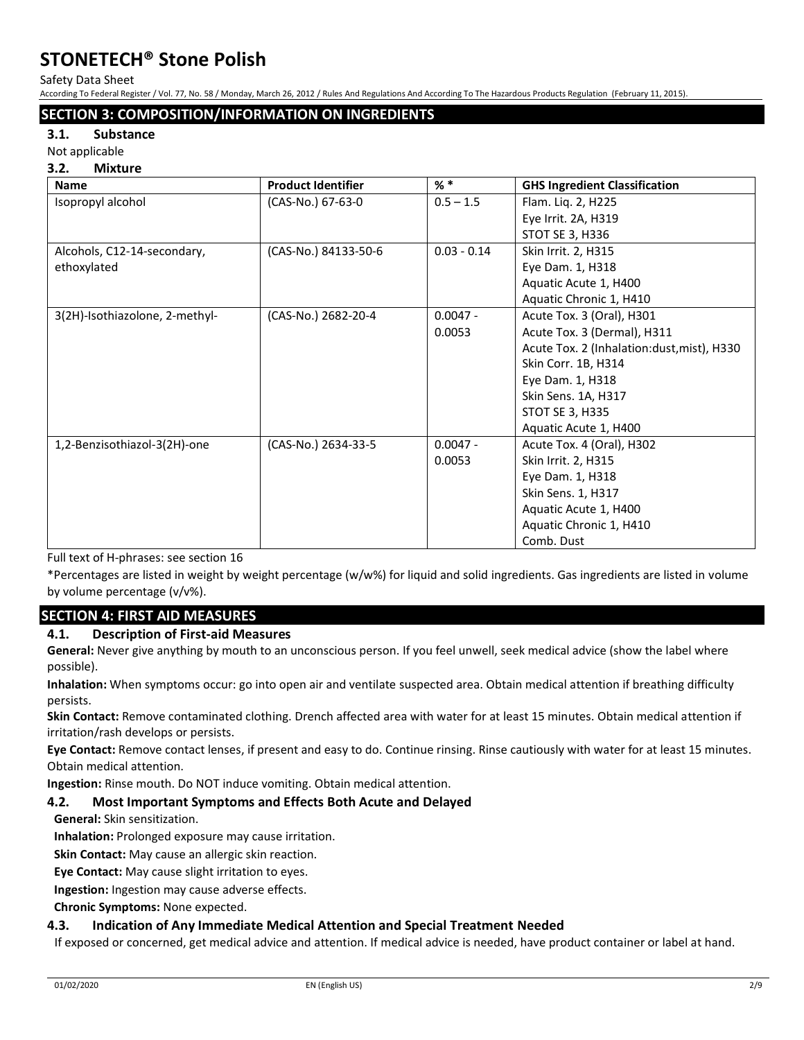## SECTION 3: COMPOSITION/INFORMATION ON INGREDIENTS

### 3.1. Substance

Not applicable

### 3.2. Mixture

| Name | Product Identifier | % * | GHS Ingredient Classification |
|---|---|---|---|
| Isopropyl alcohol | (CAS-No.) 67-63-0 | 0.5 – 1.5 | Flam. Liq. 2, H225<br>Eye Irrit. 2A, H319<br>STOT SE 3, H336 |
| Alcohols, C12-14-secondary, ethoxylated | (CAS-No.) 84133-50-6 | 0.03 - 0.14 | Skin Irrit. 2, H315<br>Eye Dam. 1, H318<br>Aquatic Acute 1, H400<br>Aquatic Chronic 1, H410 |
| 3(2H)-Isothiazolone, 2-methyl- | (CAS-No.) 2682-20-4 | 0.0047 - 0.0053 | Acute Tox. 3 (Oral), H301<br>Acute Tox. 3 (Dermal), H311<br>Acute Tox. 2 (Inhalation:dust,mist), H330<br>Skin Corr. 1B, H314<br>Eye Dam. 1, H318<br>Skin Sens. 1A, H317<br>STOT SE 3, H335<br>Aquatic Acute 1, H400 |
| 1,2-Benzisothiazol-3(2H)-one | (CAS-No.) 2634-33-5 | 0.0047 - 0.0053 | Acute Tox. 4 (Oral), H302<br>Skin Irrit. 2, H315<br>Eye Dam. 1, H318<br>Skin Sens. 1, H317<br>Aquatic Acute 1, H400<br>Aquatic Chronic 1, H410<br>Comb. Dust |

Full text of H-phrases: see section 16

*Percentages are listed in weight by weight percentage (w/w%) for liquid and solid ingredients. Gas ingredients are listed in volume by volume percentage (v/v%).

## SECTION 4: FIRST AID MEASURES

### 4.1. Description of First-aid Measures

**General:** Never give anything by mouth to an unconscious person. If you feel unwell, seek medical advice (show the label where possible).

**Inhalation:** When symptoms occur: go into open air and ventilate suspected area. Obtain medical attention if breathing difficulty persists.

**Skin Contact:** Remove contaminated clothing. Drench affected area with water for at least 15 minutes. Obtain medical attention if irritation/rash develops or persists.

**Eye Contact:** Remove contact lenses, if present and easy to do. Continue rinsing. Rinse cautiously with water for at least 15 minutes. Obtain medical attention.

**Ingestion:** Rinse mouth. Do NOT induce vomiting. Obtain medical attention.

### 4.2. Most Important Symptoms and Effects Both Acute and Delayed

**General:** Skin sensitization.

**Inhalation:** Prolonged exposure may cause irritation.

**Skin Contact:** May cause an allergic skin reaction.

**Eye Contact:** May cause slight irritation to eyes.

**Ingestion:** Ingestion may cause adverse effects.

**Chronic Symptoms:** None expected.

### 4.3. Indication of Any Immediate Medical Attention and Special Treatment Needed

If exposed or concerned, get medical advice and attention. If medical advice is needed, have product container or label at hand.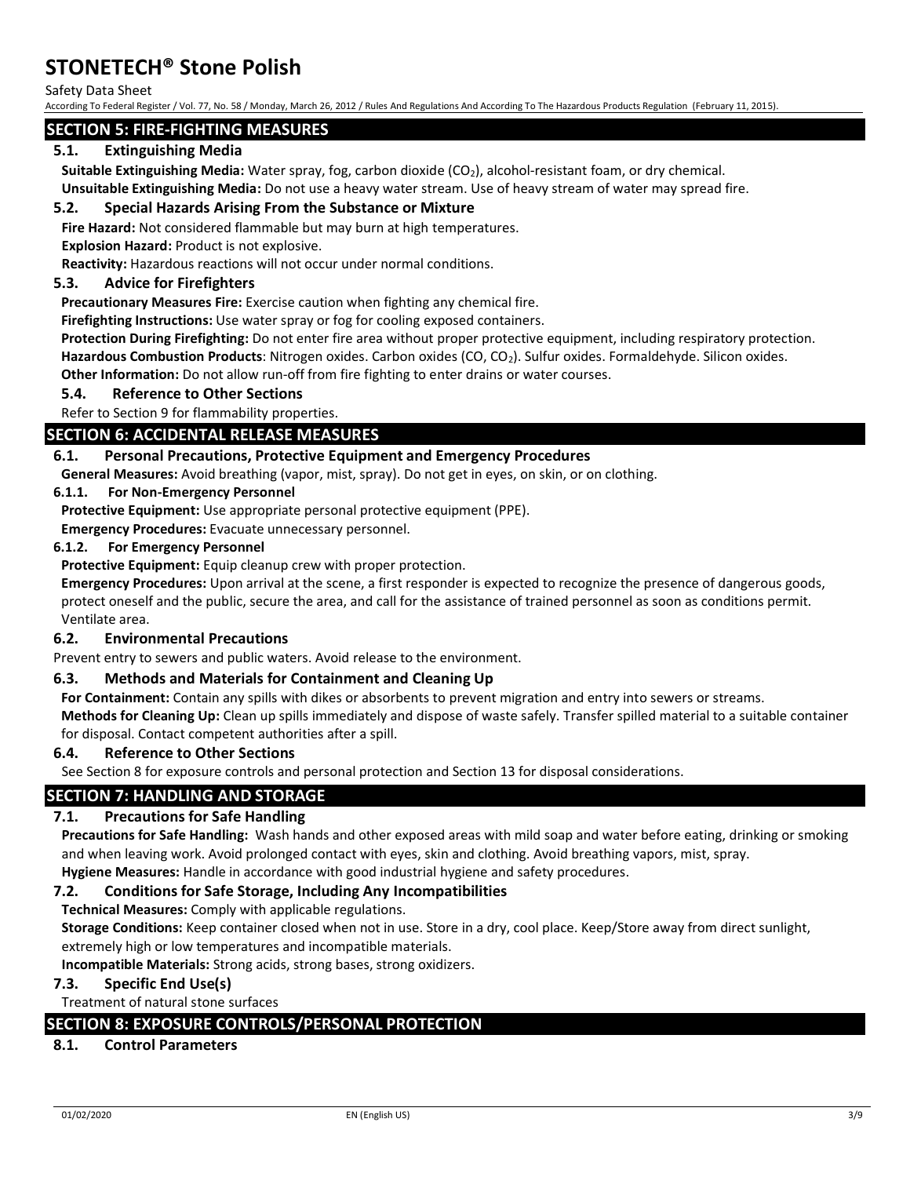## SECTION 5: FIRE-FIGHTING MEASURES

### 5.1. Extinguishing Media

**Suitable Extinguishing Media:** Water spray, fog, carbon dioxide ($CO_2$), alcohol-resistant foam, or dry chemical.

**Unsuitable Extinguishing Media:** Do not use a heavy water stream. Use of heavy stream of water may spread fire.

### 5.2. Special Hazards Arising From the Substance or Mixture

**Fire Hazard:** Not considered flammable but may burn at high temperatures.

**Explosion Hazard:** Product is not explosive.

**Reactivity:** Hazardous reactions will not occur under normal conditions.

### 5.3. Advice for Firefighters

**Precautionary Measures Fire:** Exercise caution when fighting any chemical fire.

**Firefighting Instructions:** Use water spray or fog for cooling exposed containers.

**Protection During Firefighting:** Do not enter fire area without proper protective equipment, including respiratory protection.

**Hazardous Combustion Products**: Nitrogen oxides. Carbon oxides (CO, $CO_2$). Sulfur oxides. Formaldehyde. Silicon oxides.

**Other Information:** Do not allow run-off from fire fighting to enter drains or water courses.

### 5.4. Reference to Other Sections

Refer to Section 9 for flammability properties.

## SECTION 6: ACCIDENTAL RELEASE MEASURES

### 6.1. Personal Precautions, Protective Equipment and Emergency Procedures

**General Measures:** Avoid breathing (vapor, mist, spray). Do not get in eyes, on skin, or on clothing.

#### 6.1.1. For Non-Emergency Personnel

**Protective Equipment:** Use appropriate personal protective equipment (PPE).

**Emergency Procedures:** Evacuate unnecessary personnel.

#### 6.1.2. For Emergency Personnel

**Protective Equipment:** Equip cleanup crew with proper protection.

**Emergency Procedures:** Upon arrival at the scene, a first responder is expected to recognize the presence of dangerous goods, protect oneself and the public, secure the area, and call for the assistance of trained personnel as soon as conditions permit. Ventilate area.

### 6.2. Environmental Precautions

Prevent entry to sewers and public waters. Avoid release to the environment.

### 6.3. Methods and Materials for Containment and Cleaning Up

**For Containment:** Contain any spills with dikes or absorbents to prevent migration and entry into sewers or streams.

**Methods for Cleaning Up:** Clean up spills immediately and dispose of waste safely. Transfer spilled material to a suitable container for disposal. Contact competent authorities after a spill.

### 6.4. Reference to Other Sections

See Section 8 for exposure controls and personal protection and Section 13 for disposal considerations.

## SECTION 7: HANDLING AND STORAGE

### 7.1. Precautions for Safe Handling

**Precautions for Safe Handling:** Wash hands and other exposed areas with mild soap and water before eating, drinking or smoking and when leaving work. Avoid prolonged contact with eyes, skin and clothing. Avoid breathing vapors, mist, spray.

**Hygiene Measures:** Handle in accordance with good industrial hygiene and safety procedures.

### 7.2. Conditions for Safe Storage, Including Any Incompatibilities

**Technical Measures:** Comply with applicable regulations.

**Storage Conditions:** Keep container closed when not in use. Store in a dry, cool place. Keep/Store away from direct sunlight, extremely high or low temperatures and incompatible materials.

**Incompatible Materials:** Strong acids, strong bases, strong oxidizers.

### 7.3. Specific End Use(s)

Treatment of natural stone surfaces

## SECTION 8: EXPOSURE CONTROLS/PERSONAL PROTECTION

### 8.1. Control Parameters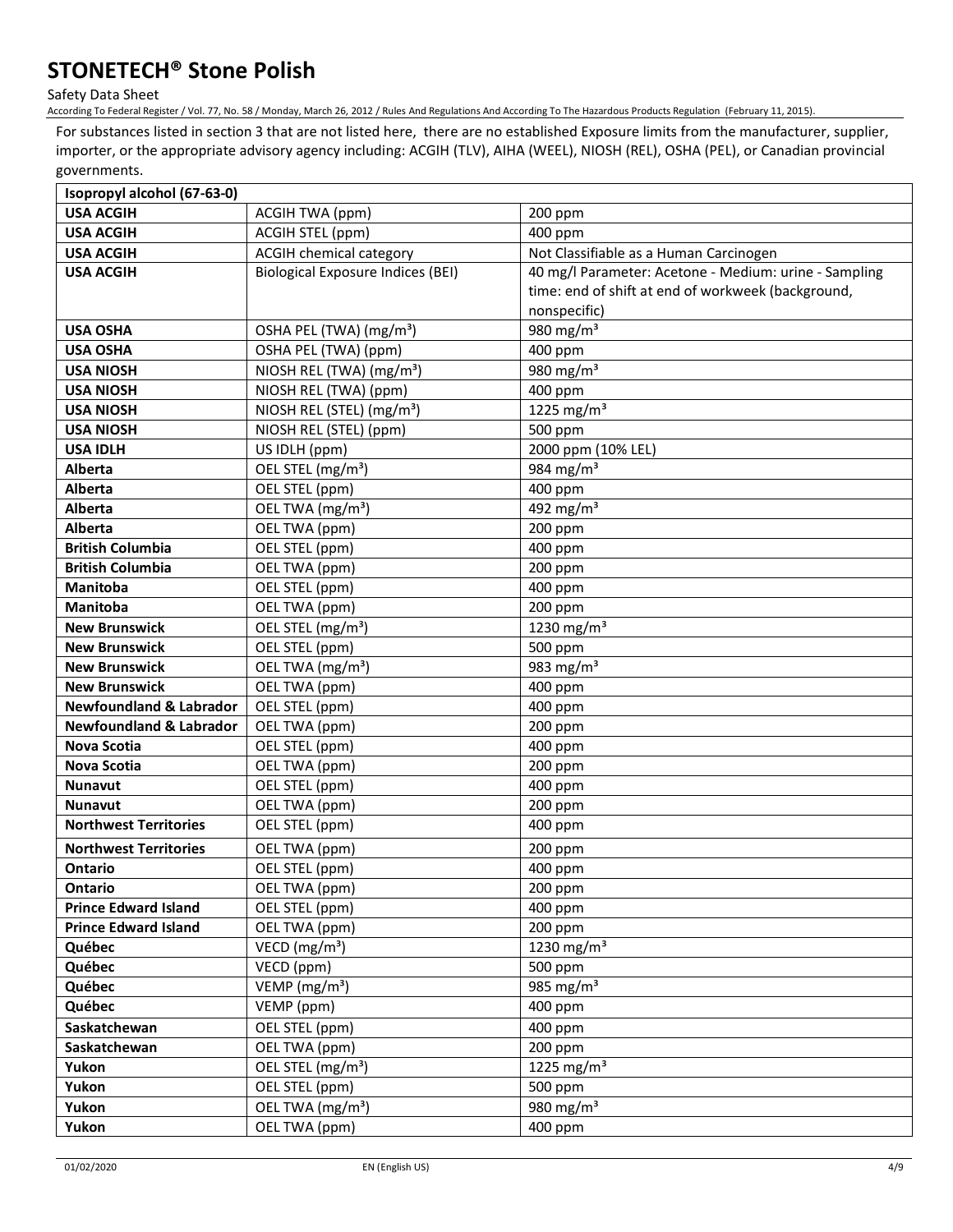For substances listed in section 3 that are not listed here, there are no established Exposure limits from the manufacturer, supplier, importer, or the appropriate advisory agency including: ACGIH (TLV), AIHA (WEEL), NIOSH (REL), OSHA (PEL), or Canadian provincial governments.

| Isopropyl alcohol (67-63-0) | | |
|---|---|---|
| **USA ACGIH** | ACGIH TWA (ppm) | 200 ppm |
| **USA ACGIH** | ACGIH STEL (ppm) | 400 ppm |
| **USA ACGIH** | ACGIH chemical category | Not Classifiable as a Human Carcinogen |
| **USA ACGIH** | Biological Exposure Indices (BEI) | 40 mg/l Parameter: Acetone - Medium: urine - Sampling time: end of shift at end of workweek (background, nonspecific) |
| **USA OSHA** | OSHA PEL (TWA) (mg/m³) | 980 mg/m³ |
| **USA OSHA** | OSHA PEL (TWA) (ppm) | 400 ppm |
| **USA NIOSH** | NIOSH REL (TWA) (mg/m³) | 980 mg/m³ |
| **USA NIOSH** | NIOSH REL (TWA) (ppm) | 400 ppm |
| **USA NIOSH** | NIOSH REL (STEL) (mg/m³) | 1225 mg/m³ |
| **USA NIOSH** | NIOSH REL (STEL) (ppm) | 500 ppm |
| **USA IDLH** | US IDLH (ppm) | 2000 ppm (10% LEL) |
| **Alberta** | OEL STEL (mg/m³) | 984 mg/m³ |
| **Alberta** | OEL STEL (ppm) | 400 ppm |
| **Alberta** | OEL TWA (mg/m³) | 492 mg/m³ |
| **Alberta** | OEL TWA (ppm) | 200 ppm |
| **British Columbia** | OEL STEL (ppm) | 400 ppm |
| **British Columbia** | OEL TWA (ppm) | 200 ppm |
| **Manitoba** | OEL STEL (ppm) | 400 ppm |
| **Manitoba** | OEL TWA (ppm) | 200 ppm |
| **New Brunswick** | OEL STEL (mg/m³) | 1230 mg/m³ |
| **New Brunswick** | OEL STEL (ppm) | 500 ppm |
| **New Brunswick** | OEL TWA (mg/m³) | 983 mg/m³ |
| **New Brunswick** | OEL TWA (ppm) | 400 ppm |
| **Newfoundland & Labrador** | OEL STEL (ppm) | 400 ppm |
| **Newfoundland & Labrador** | OEL TWA (ppm) | 200 ppm |
| **Nova Scotia** | OEL STEL (ppm) | 400 ppm |
| **Nova Scotia** | OEL TWA (ppm) | 200 ppm |
| **Nunavut** | OEL STEL (ppm) | 400 ppm |
| **Nunavut** | OEL TWA (ppm) | 200 ppm |
| **Northwest Territories** | OEL STEL (ppm) | 400 ppm |
| **Northwest Territories** | OEL TWA (ppm) | 200 ppm |
| **Ontario** | OEL STEL (ppm) | 400 ppm |
| **Ontario** | OEL TWA (ppm) | 200 ppm |
| **Prince Edward Island** | OEL STEL (ppm) | 400 ppm |
| **Prince Edward Island** | OEL TWA (ppm) | 200 ppm |
| **Québec** | VECD (mg/m³) | 1230 mg/m³ |
| **Québec** | VECD (ppm) | 500 ppm |
| **Québec** | VEMP (mg/m³) | 985 mg/m³ |
| **Québec** | VEMP (ppm) | 400 ppm |
| **Saskatchewan** | OEL STEL (ppm) | 400 ppm |
| **Saskatchewan** | OEL TWA (ppm) | 200 ppm |
| **Yukon** | OEL STEL (mg/m³) | 1225 mg/m³ |
| **Yukon** | OEL STEL (ppm) | 500 ppm |
| **Yukon** | OEL TWA (mg/m³) | 980 mg/m³ |
| **Yukon** | OEL TWA (ppm) | 400 ppm |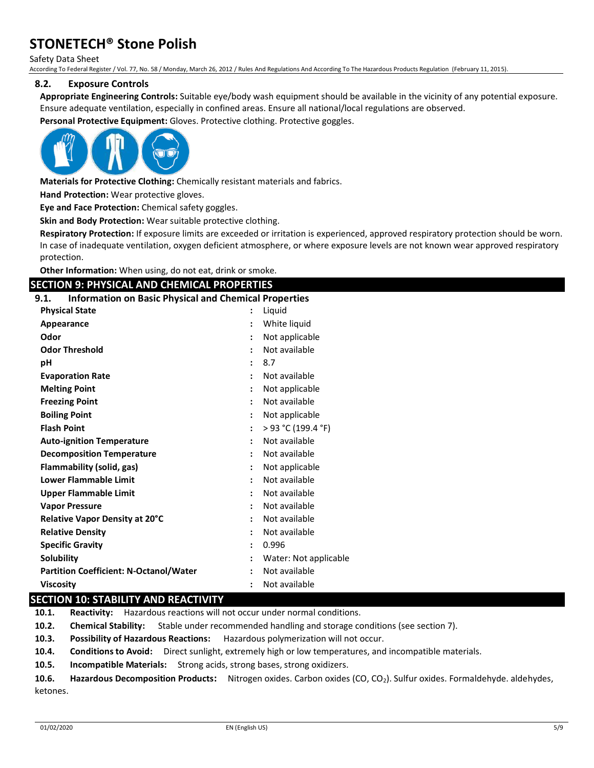### 8.2. Exposure Controls

**Appropriate Engineering Controls:** Suitable eye/body wash equipment should be available in the vicinity of any potential exposure. Ensure adequate ventilation, especially in confined areas. Ensure all national/local regulations are observed.

**Personal Protective Equipment:** Gloves. Protective clothing. Protective goggles.

**Materials for Protective Clothing:** Chemically resistant materials and fabrics.

**Hand Protection:** Wear protective gloves.

**Eye and Face Protection:** Chemical safety goggles.

**Skin and Body Protection:** Wear suitable protective clothing.

**Respiratory Protection:** If exposure limits are exceeded or irritation is experienced, approved respiratory protection should be worn. In case of inadequate ventilation, oxygen deficient atmosphere, or where exposure levels are not known wear approved respiratory protection.

**Other Information:** When using, do not eat, drink or smoke.

## SECTION 9: PHYSICAL AND CHEMICAL PROPERTIES

### 9.1. Information on Basic Physical and Chemical Properties

| Property | Value |
|---|---|
| **Physical State** | Liquid |
| **Appearance** | White liquid |
| **Odor** | Not applicable |
| **Odor Threshold** | Not available |
| **pH** | 8.7 |
| **Evaporation Rate** | Not available |
| **Melting Point** | Not applicable |
| **Freezing Point** | Not available |
| **Boiling Point** | Not applicable |
| **Flash Point** | > 93 °C (199.4 °F) |
| **Auto-ignition Temperature** | Not available |
| **Decomposition Temperature** | Not available |
| **Flammability (solid, gas)** | Not applicable |
| **Lower Flammable Limit** | Not available |
| **Upper Flammable Limit** | Not available |
| **Vapor Pressure** | Not available |
| **Relative Vapor Density at 20°C** | Not available |
| **Relative Density** | Not available |
| **Specific Gravity** | 0.996 |
| **Solubility** | Water: Not applicable |
| **Partition Coefficient: N-Octanol/Water** | Not available |
| **Viscosity** | Not available |

## SECTION 10: STABILITY AND REACTIVITY

**10.1. Reactivity:** Hazardous reactions will not occur under normal conditions.

**10.2. Chemical Stability:** Stable under recommended handling and storage conditions (see section 7).

**10.3. Possibility of Hazardous Reactions:** Hazardous polymerization will not occur.

**10.4. Conditions to Avoid:** Direct sunlight, extremely high or low temperatures, and incompatible materials.

**10.5. Incompatible Materials:** Strong acids, strong bases, strong oxidizers.

**10.6. Hazardous Decomposition Products:** Nitrogen oxides. Carbon oxides (CO, $CO_2$). Sulfur oxides. Formaldehyde. aldehydes, ketones.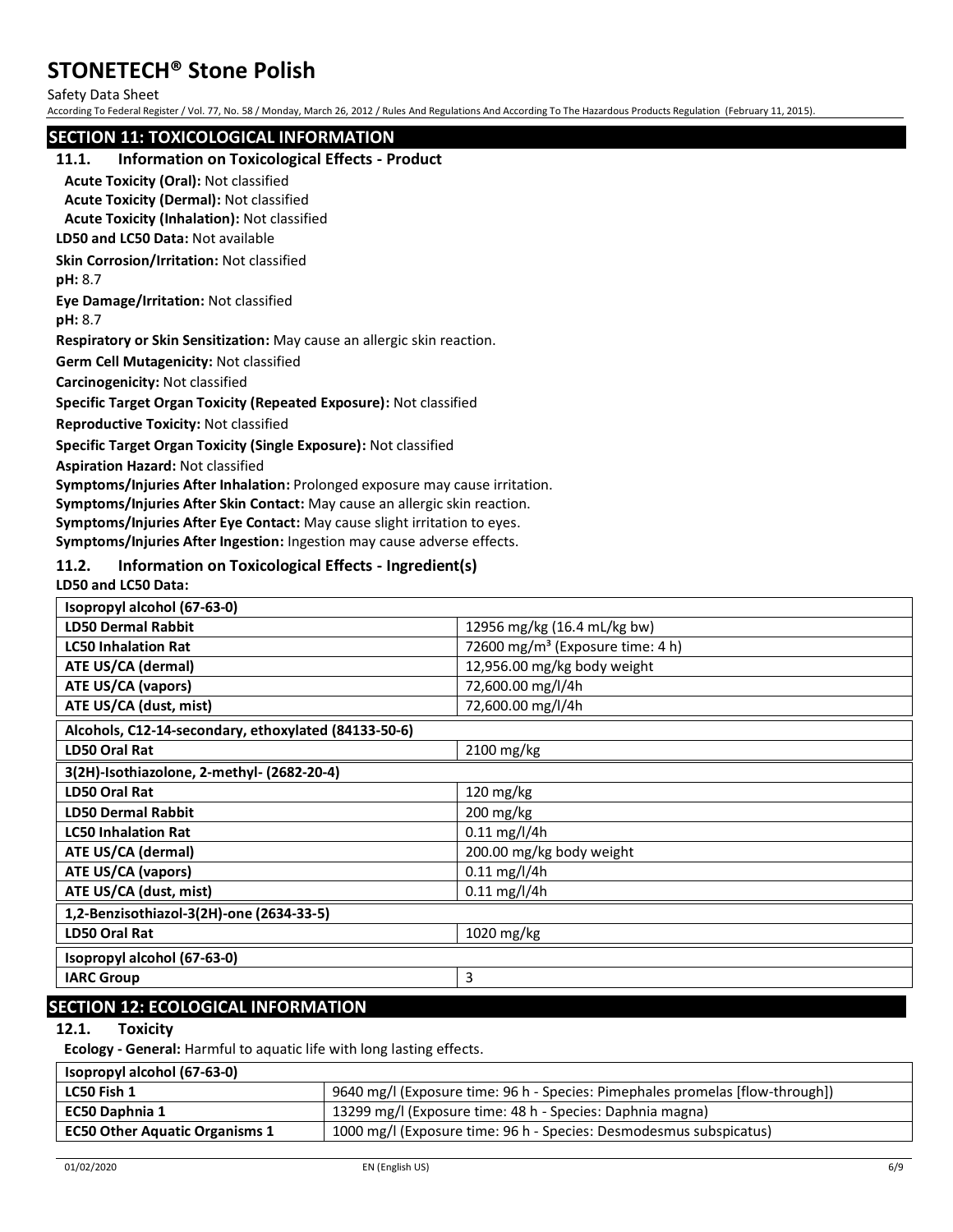## SECTION 11: TOXICOLOGICAL INFORMATION

### 11.1. Information on Toxicological Effects - Product

**Acute Toxicity (Oral):** Not classified

**Acute Toxicity (Dermal):** Not classified

**Acute Toxicity (Inhalation):** Not classified

**LD50 and LC50 Data:** Not available

**Skin Corrosion/Irritation:** Not classified

**pH:** 8.7

**Eye Damage/Irritation:** Not classified

**pH:** 8.7

**Respiratory or Skin Sensitization:** May cause an allergic skin reaction.

**Germ Cell Mutagenicity:** Not classified

**Carcinogenicity:** Not classified

**Specific Target Organ Toxicity (Repeated Exposure):** Not classified

**Reproductive Toxicity:** Not classified

**Specific Target Organ Toxicity (Single Exposure):** Not classified

**Aspiration Hazard:** Not classified

**Symptoms/Injuries After Inhalation:** Prolonged exposure may cause irritation.

**Symptoms/Injuries After Skin Contact:** May cause an allergic skin reaction.

**Symptoms/Injuries After Eye Contact:** May cause slight irritation to eyes.

**Symptoms/Injuries After Ingestion:** Ingestion may cause adverse effects.

### 11.2. Information on Toxicological Effects - Ingredient(s)

**LD50 and LC50 Data:**

| Isopropyl alcohol (67-63-0) | |
|---|---|
| **LD50 Dermal Rabbit** | 12956 mg/kg (16.4 mL/kg bw) |
| **LC50 Inhalation Rat** | 72600 mg/m³ (Exposure time: 4 h) |
| **ATE US/CA (dermal)** | 12,956.00 mg/kg body weight |
| **ATE US/CA (vapors)** | 72,600.00 mg/l/4h |
| **ATE US/CA (dust, mist)** | 72,600.00 mg/l/4h |
| **Alcohols, C12-14-secondary, ethoxylated (84133-50-6)** | |
| **LD50 Oral Rat** | 2100 mg/kg |
| **3(2H)-Isothiazolone, 2-methyl- (2682-20-4)** | |
| **LD50 Oral Rat** | 120 mg/kg |
| **LD50 Dermal Rabbit** | 200 mg/kg |
| **LC50 Inhalation Rat** | 0.11 mg/l/4h |
| **ATE US/CA (dermal)** | 200.00 mg/kg body weight |
| **ATE US/CA (vapors)** | 0.11 mg/l/4h |
| **ATE US/CA (dust, mist)** | 0.11 mg/l/4h |
| **1,2-Benzisothiazol-3(2H)-one (2634-33-5)** | |
| **LD50 Oral Rat** | 1020 mg/kg |
| **Isopropyl alcohol (67-63-0)** | |
| **IARC Group** | 3 |

## SECTION 12: ECOLOGICAL INFORMATION

### 12.1. Toxicity

**Ecology - General:** Harmful to aquatic life with long lasting effects.

| Isopropyl alcohol (67-63-0) | |
|---|---|
| **LC50 Fish 1** | 9640 mg/l (Exposure time: 96 h - Species: Pimephales promelas [flow-through]) |
| **EC50 Daphnia 1** | 13299 mg/l (Exposure time: 48 h - Species: Daphnia magna) |
| **EC50 Other Aquatic Organisms 1** | 1000 mg/l (Exposure time: 96 h - Species: Desmodesmus subspicatus) |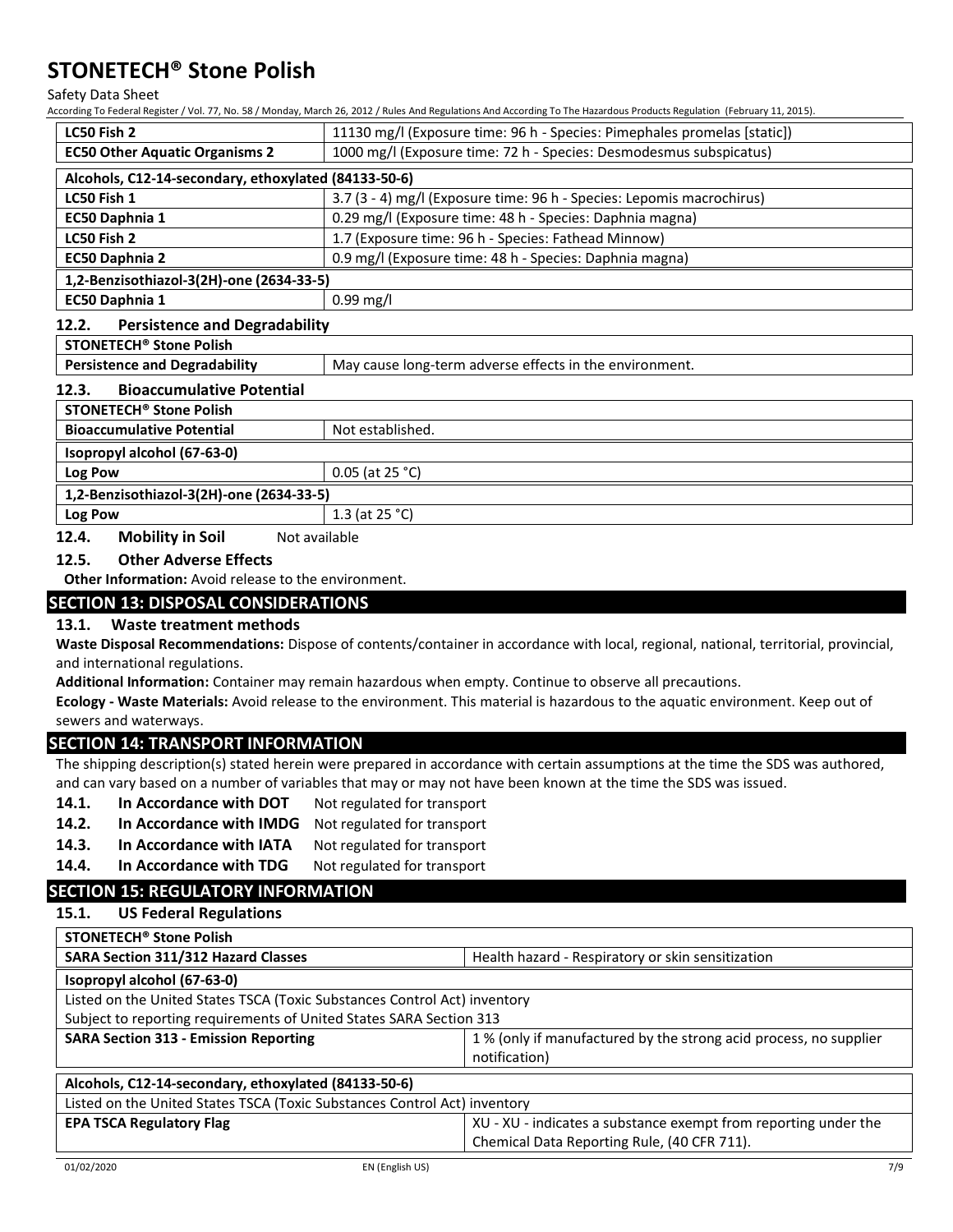| | |
|---|---|
| **LC50 Fish 2** | 11130 mg/l (Exposure time: 96 h - Species: Pimephales promelas [static]) |
| **EC50 Other Aquatic Organisms 2** | 1000 mg/l (Exposure time: 72 h - Species: Desmodesmus subspicatus) |

| **Alcohols, C12-14-secondary, ethoxylated (84133-50-6)** | |
|---|---|
| **LC50 Fish 1** | 3.7 (3 - 4) mg/l (Exposure time: 96 h - Species: Lepomis macrochirus) |
| **EC50 Daphnia 1** | 0.29 mg/l (Exposure time: 48 h - Species: Daphnia magna) |
| **LC50 Fish 2** | 1.7 (Exposure time: 96 h - Species: Fathead Minnow) |
| **EC50 Daphnia 2** | 0.9 mg/l (Exposure time: 48 h - Species: Daphnia magna) |

| **1,2-Benzisothiazol-3(2H)-one (2634-33-5)** | |
|---|---|
| **EC50 Daphnia 1** | 0.99 mg/l |

### 12.2. Persistence and Degradability

| **STONETECH® Stone Polish** | |
|---|---|
| **Persistence and Degradability** | May cause long-term adverse effects in the environment. |

### 12.3. Bioaccumulative Potential

| **STONETECH® Stone Polish** | |
|---|---|
| **Bioaccumulative Potential** | Not established. |

| **Isopropyl alcohol (67-63-0)** | |
|---|---|
| **Log Pow** | 0.05 (at 25 °C) |

| **1,2-Benzisothiazol-3(2H)-one (2634-33-5)** | |
|---|---|
| **Log Pow** | 1.3 (at 25 °C) |

### 12.4. Mobility in Soil

Not available

### 12.5. Other Adverse Effects

**Other Information:** Avoid release to the environment.

## SECTION 13: DISPOSAL CONSIDERATIONS

### 13.1. Waste treatment methods

**Waste Disposal Recommendations:** Dispose of contents/container in accordance with local, regional, national, territorial, provincial, and international regulations.

**Additional Information:** Container may remain hazardous when empty. Continue to observe all precautions.

**Ecology - Waste Materials:** Avoid release to the environment. This material is hazardous to the aquatic environment. Keep out of sewers and waterways.

## SECTION 14: TRANSPORT INFORMATION

The shipping description(s) stated herein were prepared in accordance with certain assumptions at the time the SDS was authored, and can vary based on a number of variables that may or may not have been known at the time the SDS was issued.

**14.1. In Accordance with DOT** Not regulated for transport

**14.2. In Accordance with IMDG** Not regulated for transport

**14.3. In Accordance with IATA** Not regulated for transport

**14.4. In Accordance with TDG** Not regulated for transport

## SECTION 15: REGULATORY INFORMATION

### 15.1. US Federal Regulations

| **STONETECH® Stone Polish** | |
|---|---|
| **SARA Section 311/312 Hazard Classes** | Health hazard - Respiratory or skin sensitization |

| **Isopropyl alcohol (67-63-0)** | |
|---|---|
| Listed on the United States TSCA (Toxic Substances Control Act) inventory | |
| Subject to reporting requirements of United States SARA Section 313 | |
| **SARA Section 313 - Emission Reporting** | 1 % (only if manufactured by the strong acid process, no supplier notification) |

| **Alcohols, C12-14-secondary, ethoxylated (84133-50-6)** | |
|---|---|
| Listed on the United States TSCA (Toxic Substances Control Act) inventory | |
| **EPA TSCA Regulatory Flag** | XU - XU - indicates a substance exempt from reporting under the Chemical Data Reporting Rule, (40 CFR 711). |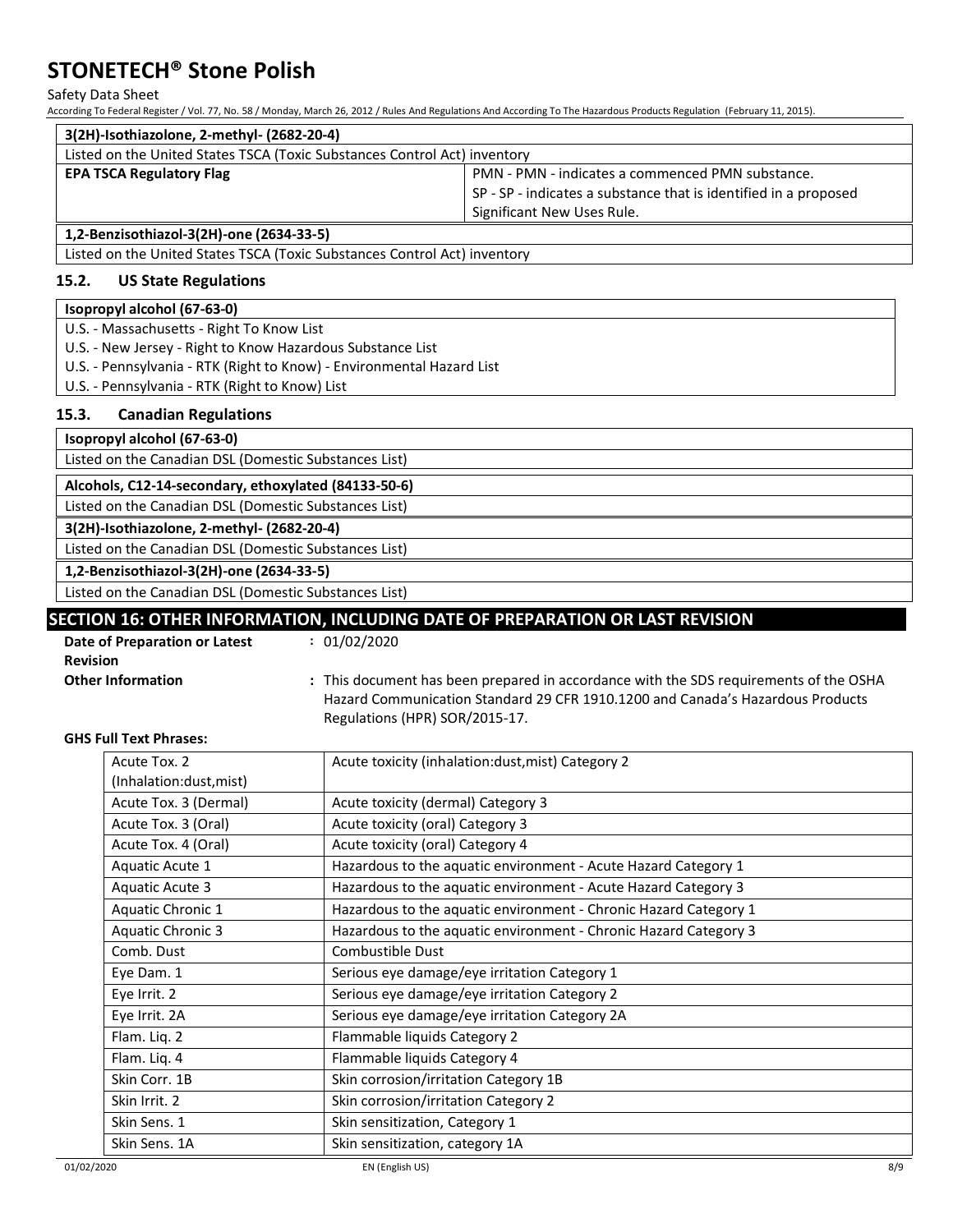| 3(2H)-Isothiazolone, 2-methyl- (2682-20-4) | |
|---|---|
| Listed on the United States TSCA (Toxic Substances Control Act) inventory | |
| **EPA TSCA Regulatory Flag** | PMN - PMN - indicates a commenced PMN substance.<br>SP - SP - indicates a substance that is identified in a proposed Significant New Uses Rule. |

| 1,2-Benzisothiazol-3(2H)-one (2634-33-5) |
|---|
| Listed on the United States TSCA (Toxic Substances Control Act) inventory |

### 15.2. US State Regulations

| Isopropyl alcohol (67-63-0) |
|---|
| U.S. - Massachusetts - Right To Know List |
| U.S. - New Jersey - Right to Know Hazardous Substance List |
| U.S. - Pennsylvania - RTK (Right to Know) - Environmental Hazard List |
| U.S. - Pennsylvania - RTK (Right to Know) List |

### 15.3. Canadian Regulations

| Isopropyl alcohol (67-63-0) |
|---|
| Listed on the Canadian DSL (Domestic Substances List) |

| Alcohols, C12-14-secondary, ethoxylated (84133-50-6) |
|---|
| Listed on the Canadian DSL (Domestic Substances List) |

| 3(2H)-Isothiazolone, 2-methyl- (2682-20-4) |
|---|
| Listed on the Canadian DSL (Domestic Substances List) |

| 1,2-Benzisothiazol-3(2H)-one (2634-33-5) |
|---|
| Listed on the Canadian DSL (Domestic Substances List) |

## SECTION 16: OTHER INFORMATION, INCLUDING DATE OF PREPARATION OR LAST REVISION

**Date of Preparation or Latest Revision** : 01/02/2020

**Other Information** : This document has been prepared in accordance with the SDS requirements of the OSHA Hazard Communication Standard 29 CFR 1910.1200 and Canada's Hazardous Products Regulations (HPR) SOR/2015-17.

**GHS Full Text Phrases:**

| | |
|---|---|
| Acute Tox. 2 (Inhalation:dust,mist) | Acute toxicity (inhalation:dust,mist) Category 2 |
| Acute Tox. 3 (Dermal) | Acute toxicity (dermal) Category 3 |
| Acute Tox. 3 (Oral) | Acute toxicity (oral) Category 3 |
| Acute Tox. 4 (Oral) | Acute toxicity (oral) Category 4 |
| Aquatic Acute 1 | Hazardous to the aquatic environment - Acute Hazard Category 1 |
| Aquatic Acute 3 | Hazardous to the aquatic environment - Acute Hazard Category 3 |
| Aquatic Chronic 1 | Hazardous to the aquatic environment - Chronic Hazard Category 1 |
| Aquatic Chronic 3 | Hazardous to the aquatic environment - Chronic Hazard Category 3 |
| Comb. Dust | Combustible Dust |
| Eye Dam. 1 | Serious eye damage/eye irritation Category 1 |
| Eye Irrit. 2 | Serious eye damage/eye irritation Category 2 |
| Eye Irrit. 2A | Serious eye damage/eye irritation Category 2A |
| Flam. Liq. 2 | Flammable liquids Category 2 |
| Flam. Liq. 4 | Flammable liquids Category 4 |
| Skin Corr. 1B | Skin corrosion/irritation Category 1B |
| Skin Irrit. 2 | Skin corrosion/irritation Category 2 |
| Skin Sens. 1 | Skin sensitization, Category 1 |
| Skin Sens. 1A | Skin sensitization, category 1A |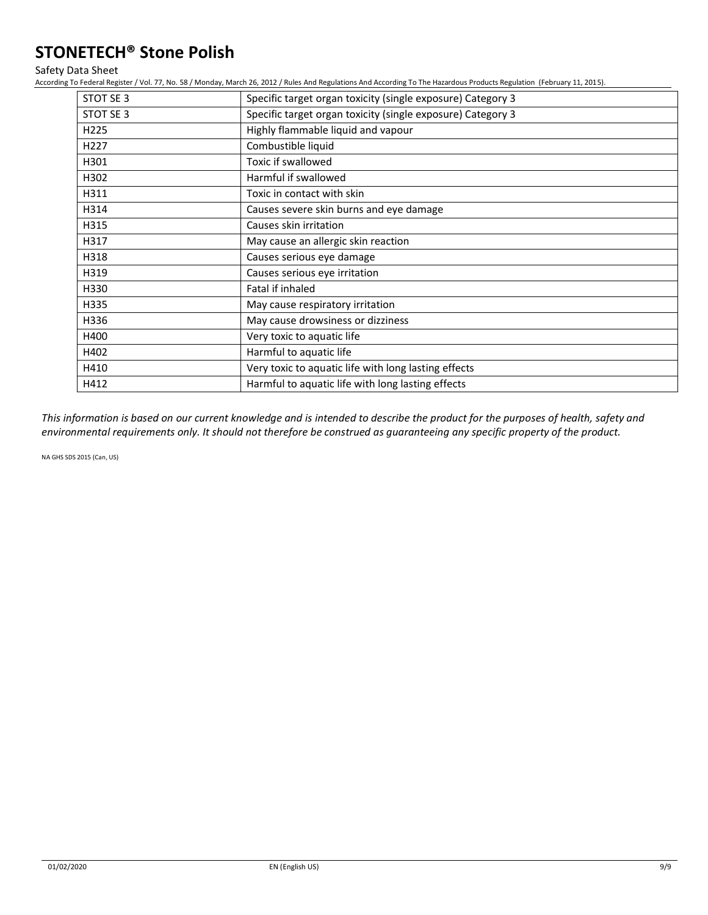| | |
|---|---|
| STOT SE 3 | Specific target organ toxicity (single exposure) Category 3 |
| STOT SE 3 | Specific target organ toxicity (single exposure) Category 3 |
| H225 | Highly flammable liquid and vapour |
| H227 | Combustible liquid |
| H301 | Toxic if swallowed |
| H302 | Harmful if swallowed |
| H311 | Toxic in contact with skin |
| H314 | Causes severe skin burns and eye damage |
| H315 | Causes skin irritation |
| H317 | May cause an allergic skin reaction |
| H318 | Causes serious eye damage |
| H319 | Causes serious eye irritation |
| H330 | Fatal if inhaled |
| H335 | May cause respiratory irritation |
| H336 | May cause drowsiness or dizziness |
| H400 | Very toxic to aquatic life |
| H402 | Harmful to aquatic life |
| H410 | Very toxic to aquatic life with long lasting effects |
| H412 | Harmful to aquatic life with long lasting effects |

*This information is based on our current knowledge and is intended to describe the product for the purposes of health, safety and environmental requirements only. It should not therefore be construed as guaranteeing any specific property of the product.*

NA GHS SDS 2015 (Can, US)